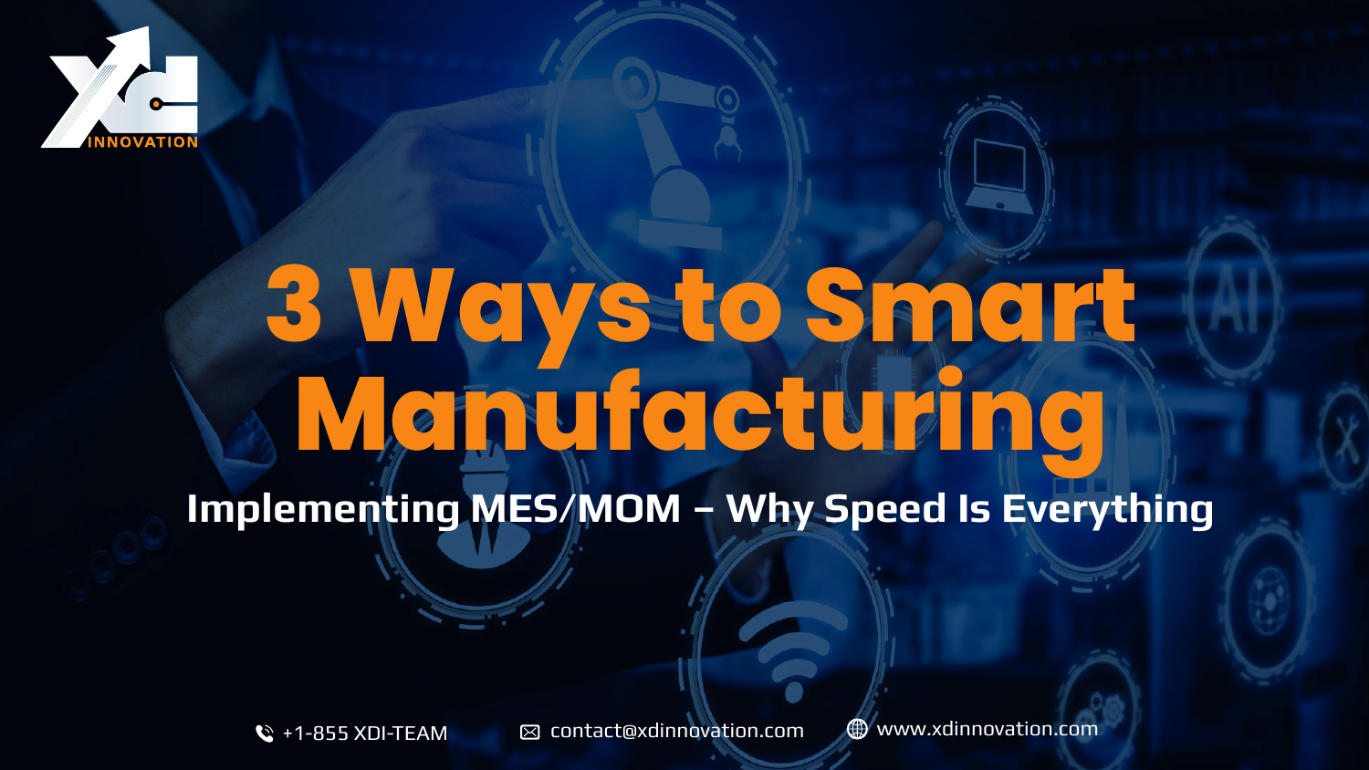# 3 Ways to Smart Manufacturing

## Implementing MES/MOM – Why Speed Is Everything

+1-855 XDI-TEAM | contact@xdinnovation.com | www.xdinnovation.com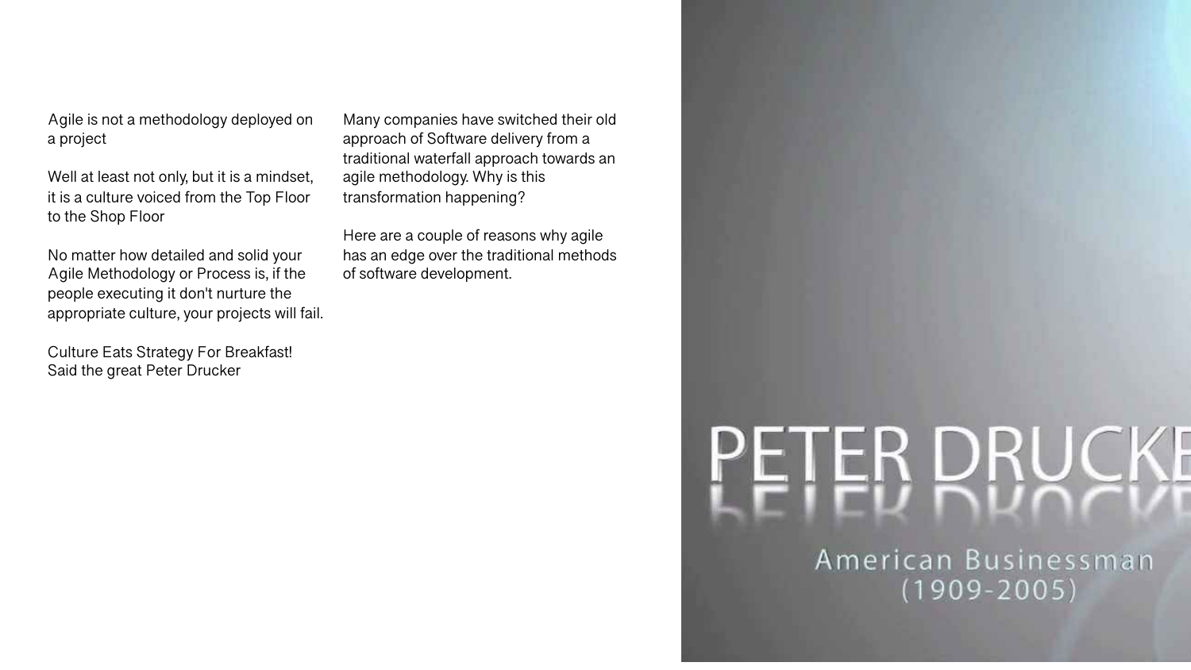Agile is not a methodology deployed on a project

Well at least not only, but it is a mindset, it is a culture voiced from the Top Floor to the Shop Floor

No matter how detailed and solid your Agile Methodology or Process is, if the people executing it don't nurture the appropriate culture, your projects will fail.

Culture Eats Strategy For Breakfast!
Said the great Peter Drucker

Many companies have switched their old approach of Software delivery from a traditional waterfall approach towards an agile methodology. Why is this transformation happening?

Here are a couple of reasons why agile has an edge over the traditional methods of software development.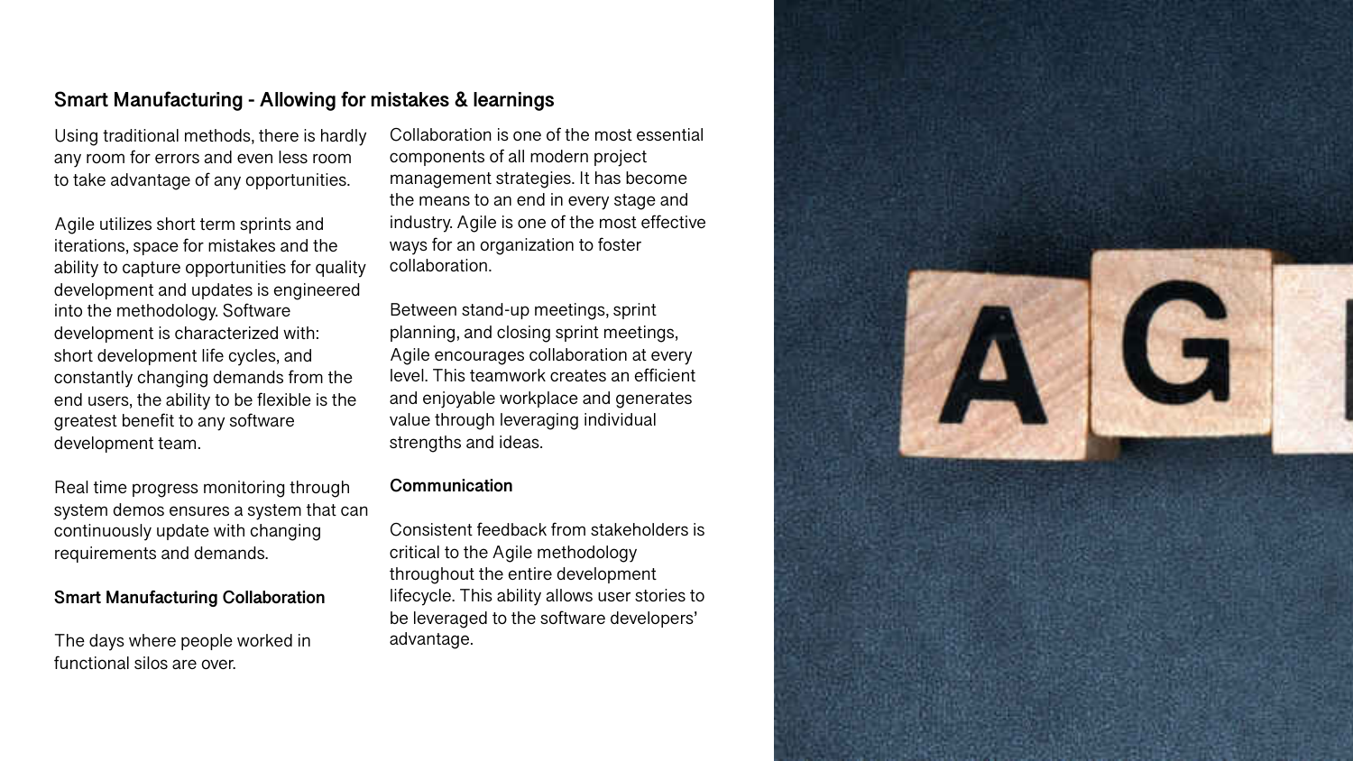## Smart Manufacturing - Allowing for mistakes & learnings

Using traditional methods, there is hardly any room for errors and even less room to take advantage of any opportunities.

Agile utilizes short term sprints and iterations, space for mistakes and the ability to capture opportunities for quality development and updates is engineered into the methodology. Software development is characterized with: short development life cycles, and constantly changing demands from the end users, the ability to be flexible is the greatest benefit to any software development team.

Real time progress monitoring through system demos ensures a system that can continuously update with changing requirements and demands.

### Smart Manufacturing Collaboration

The days where people worked in functional silos are over.

Collaboration is one of the most essential components of all modern project management strategies. It has become the means to an end in every stage and industry. Agile is one of the most effective ways for an organization to foster collaboration.

Between stand-up meetings, sprint planning, and closing sprint meetings, Agile encourages collaboration at every level. This teamwork creates an efficient and enjoyable workplace and generates value through leveraging individual strengths and ideas.

### Communication

Consistent feedback from stakeholders is critical to the Agile methodology throughout the entire development lifecycle. This ability allows user stories to be leveraged to the software developers' advantage.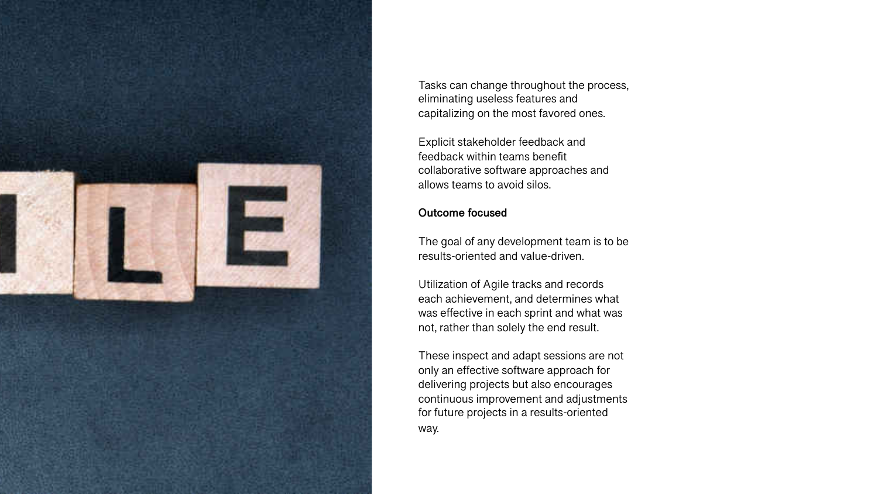Tasks can change throughout the process, eliminating useless features and capitalizing on the most favored ones.

Explicit stakeholder feedback and feedback within teams benefit collaborative software approaches and allows teams to avoid silos.

**Outcome focused**

The goal of any development team is to be results-oriented and value-driven.

Utilization of Agile tracks and records each achievement, and determines what was effective in each sprint and what was not, rather than solely the end result.

These inspect and adapt sessions are not only an effective software approach for delivering projects but also encourages continuous improvement and adjustments for future projects in a results-oriented way.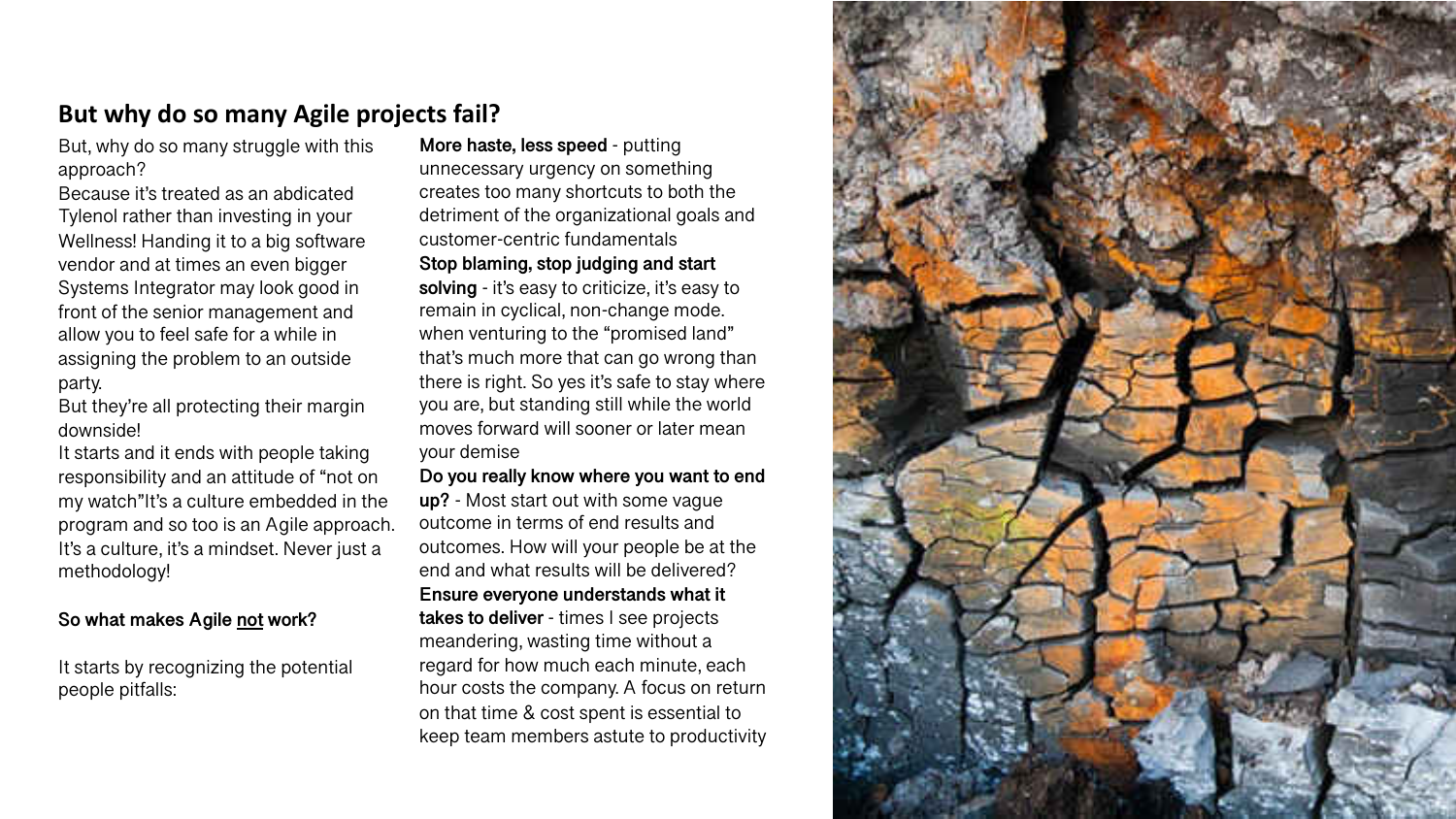## But why do so many Agile projects fail?

But, why do so many struggle with this approach?
Because it's treated as an abdicated Tylenol rather than investing in your Wellness! Handing it to a big software vendor and at times an even bigger Systems Integrator may look good in front of the senior management and allow you to feel safe for a while in assigning the problem to an outside party.
But they're all protecting their margin downside!
It starts and it ends with people taking responsibility and an attitude of "not on my watch"It's a culture embedded in the program and so too is an Agile approach. It's a culture, it's a mindset. Never just a methodology!

**So what makes Agile <u>not</u> work?**

It starts by recognizing the potential people pitfalls:

**More haste, less speed** - putting unnecessary urgency on something creates too many shortcuts to both the detriment of the organizational goals and customer-centric fundamentals
**Stop blaming, stop judging and start solving** - it's easy to criticize, it's easy to remain in cyclical, non-change mode. when venturing to the "promised land" that's much more that can go wrong than there is right. So yes it's safe to stay where you are, but standing still while the world moves forward will sooner or later mean your demise
**Do you really know where you want to end up?** - Most start out with some vague outcome in terms of end results and outcomes. How will your people be at the end and what results will be delivered?
**Ensure everyone understands what it takes to deliver** - times I see projects meandering, wasting time without a regard for how much each minute, each hour costs the company. A focus on return on that time & cost spent is essential to keep team members astute to productivity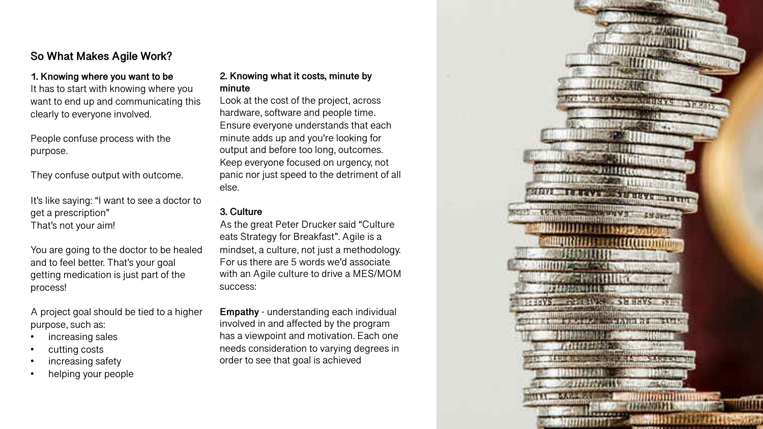## So What Makes Agile Work?

**1. Knowing where you want to be**
It has to start with knowing where you want to end up and communicating this clearly to everyone involved.

People confuse process with the purpose.

They confuse output with outcome.

It's like saying: "I want to see a doctor to get a prescription"
That's not your aim!

You are going to the doctor to be healed and to feel better. That's your goal getting medication is just part of the process!

A project goal should be tied to a higher purpose, such as:

- increasing sales
- cutting costs
- increasing safety
- helping your people

**2. Knowing what it costs, minute by minute**
Look at the cost of the project, across hardware, software and people time. Ensure everyone understands that each minute adds up and you're looking for output and before too long, outcomes. Keep everyone focused on urgency, not panic nor just speed to the detriment of all else.

**3. Culture**
As the great Peter Drucker said "Culture eats Strategy for Breakfast". Agile is a mindset, a culture, not just a methodology. For us there are 5 words we'd associate with an Agile culture to drive a MES/MOM success:

**Empathy** - understanding each individual involved in and affected by the program has a viewpoint and motivation. Each one needs consideration to varying degrees in order to see that goal is achieved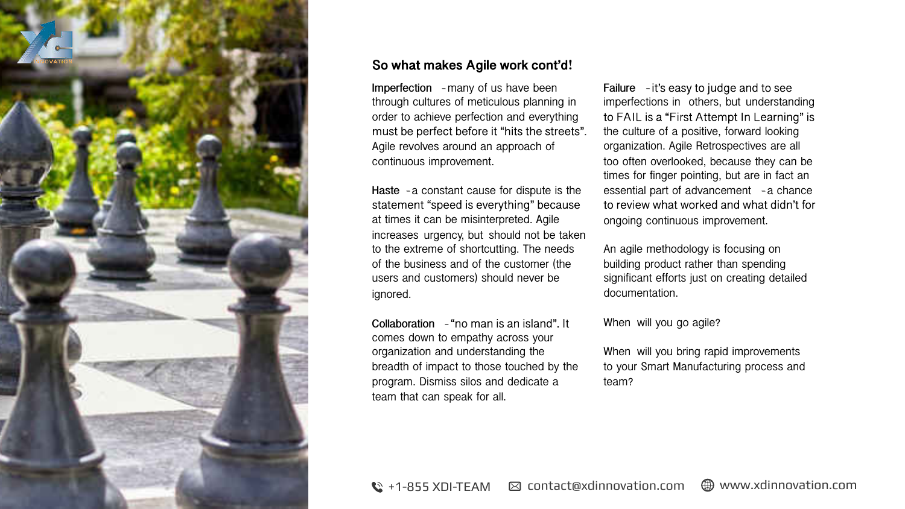## So what makes Agile work cont'd!

**Imperfection** - many of us have been through cultures of meticulous planning in order to achieve perfection and everything must be perfect before it "hits the streets". Agile revolves around an approach of continuous improvement.

**Haste** - a constant cause for dispute is the statement "speed is everything" because at times it can be misinterpreted. Agile increases urgency, but should not be taken to the extreme of shortcutting. The needs of the business and of the customer (the users and customers) should never be ignored.

**Collaboration** - "no man is an island". It comes down to empathy across your organization and understanding the breadth of impact to those touched by the program. Dismiss silos and dedicate a team that can speak for all.

**Failure** - it's easy to judge and to see imperfections in others, but understanding to FAIL is a "First Attempt In Learning" is the culture of a positive, forward looking organization. Agile Retrospectives are all too often overlooked, because they can be times for finger pointing, but are in fact an essential part of advancement - a chance to review what worked and what didn't for ongoing continuous improvement.

An agile methodology is focusing on building product rather than spending significant efforts just on creating detailed documentation.

When will you go agile?

When will you bring rapid improvements to your Smart Manufacturing process and team?

+1-855 XDI-TEAM contact@xdinnovation.com www.xdinnovation.com